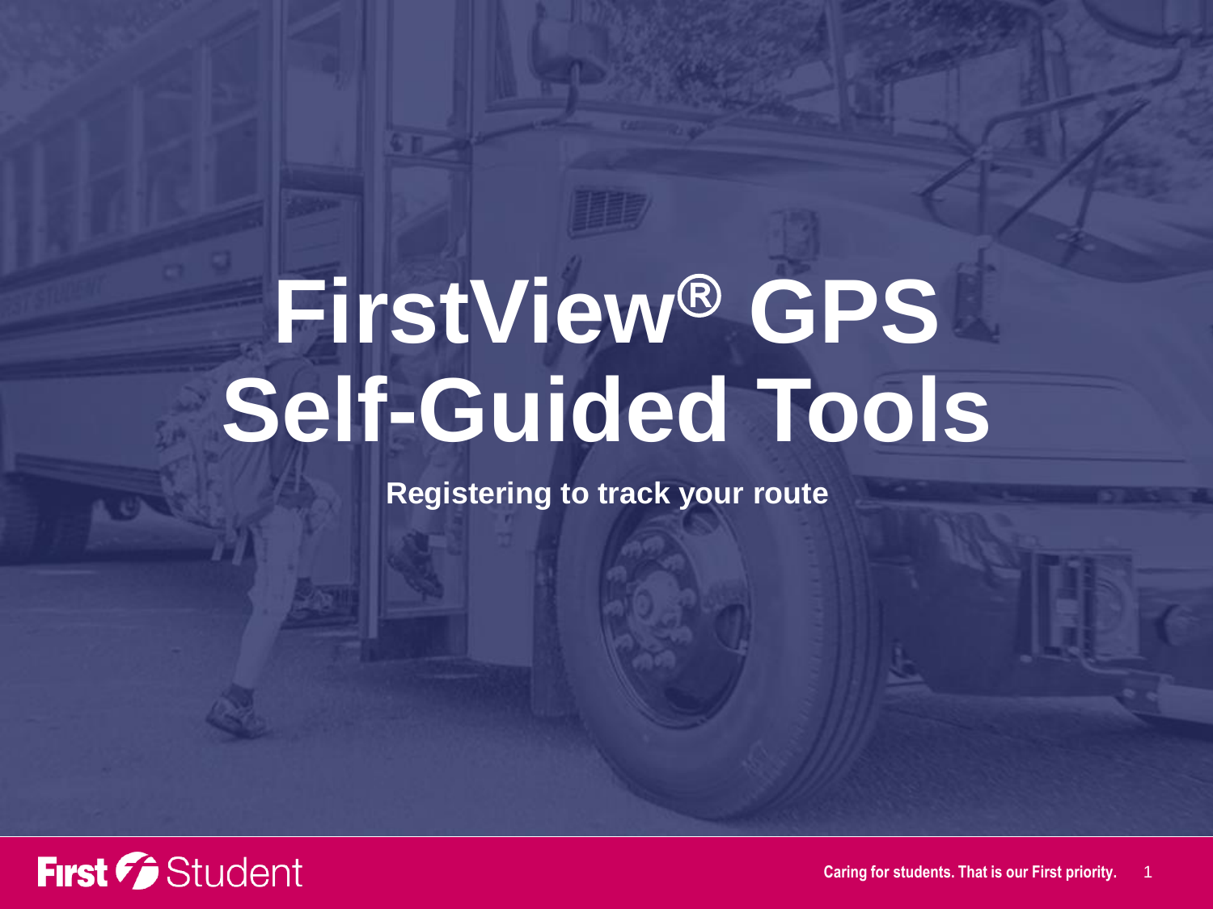# FirstView® GPS Self-Guided Tools

**Registering to track your route**

First Student

Caring for students. That is our First priority.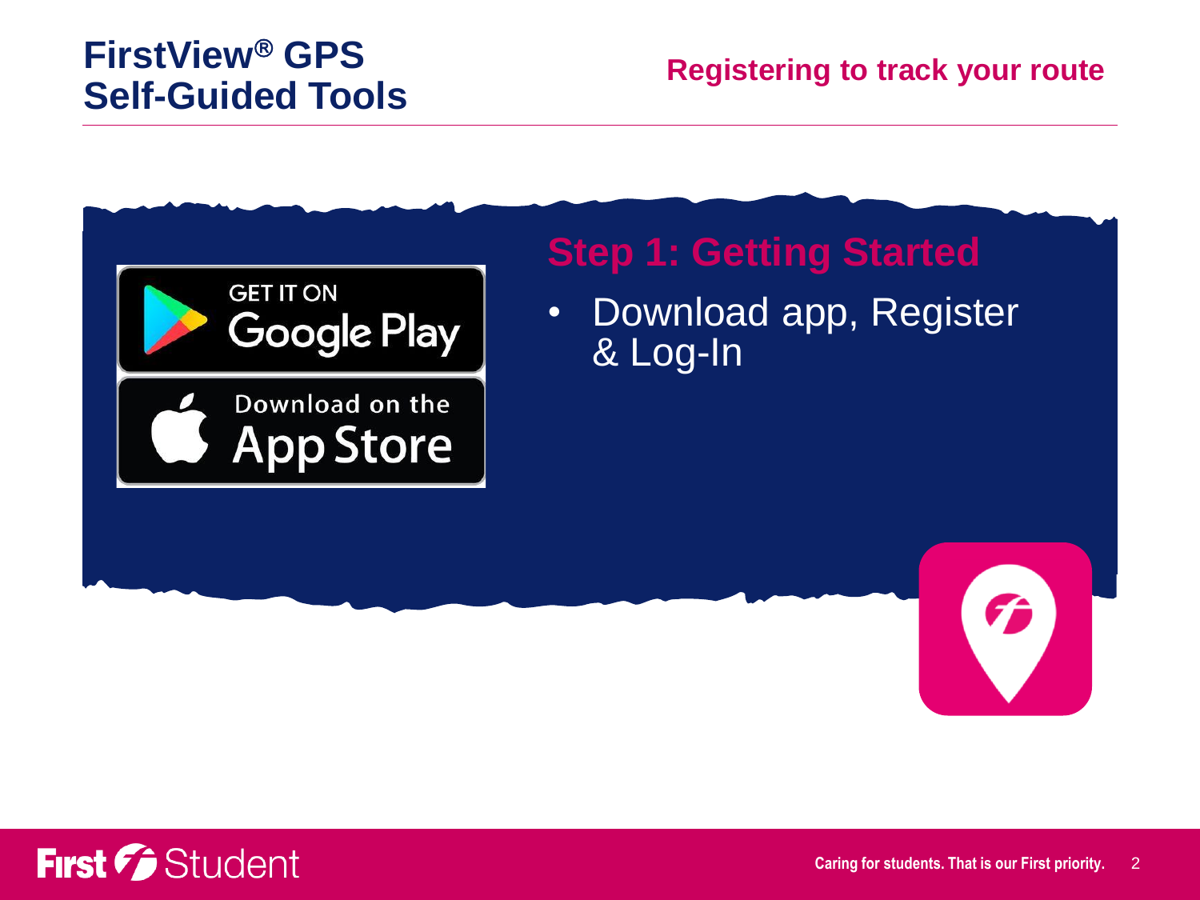# FirstView® GPS Self-Guided Tools

## Registering to track your route

### Step 1: Getting Started

- Download app, Register & Log-In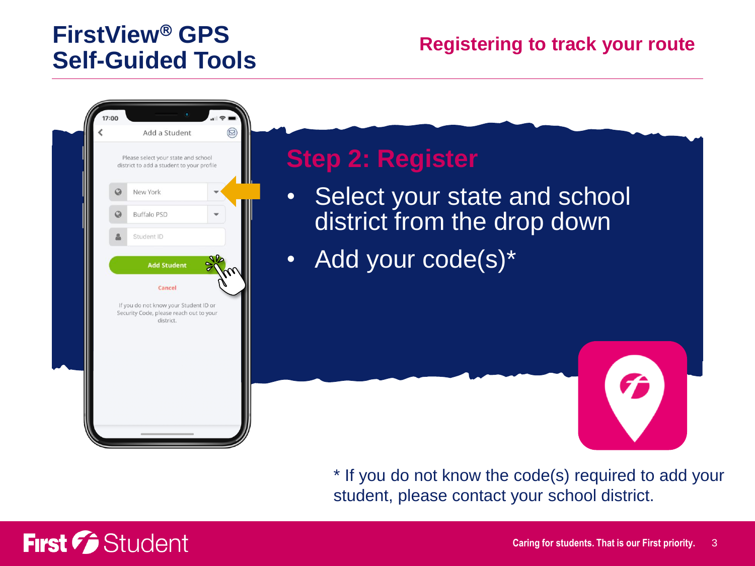# FirstView® GPS Self-Guided Tools

## Registering to track your route

### Step 2: Register

- Select your state and school district from the drop down
- Add your code(s)*

\* If you do not know the code(s) required to add your student, please contact your school district.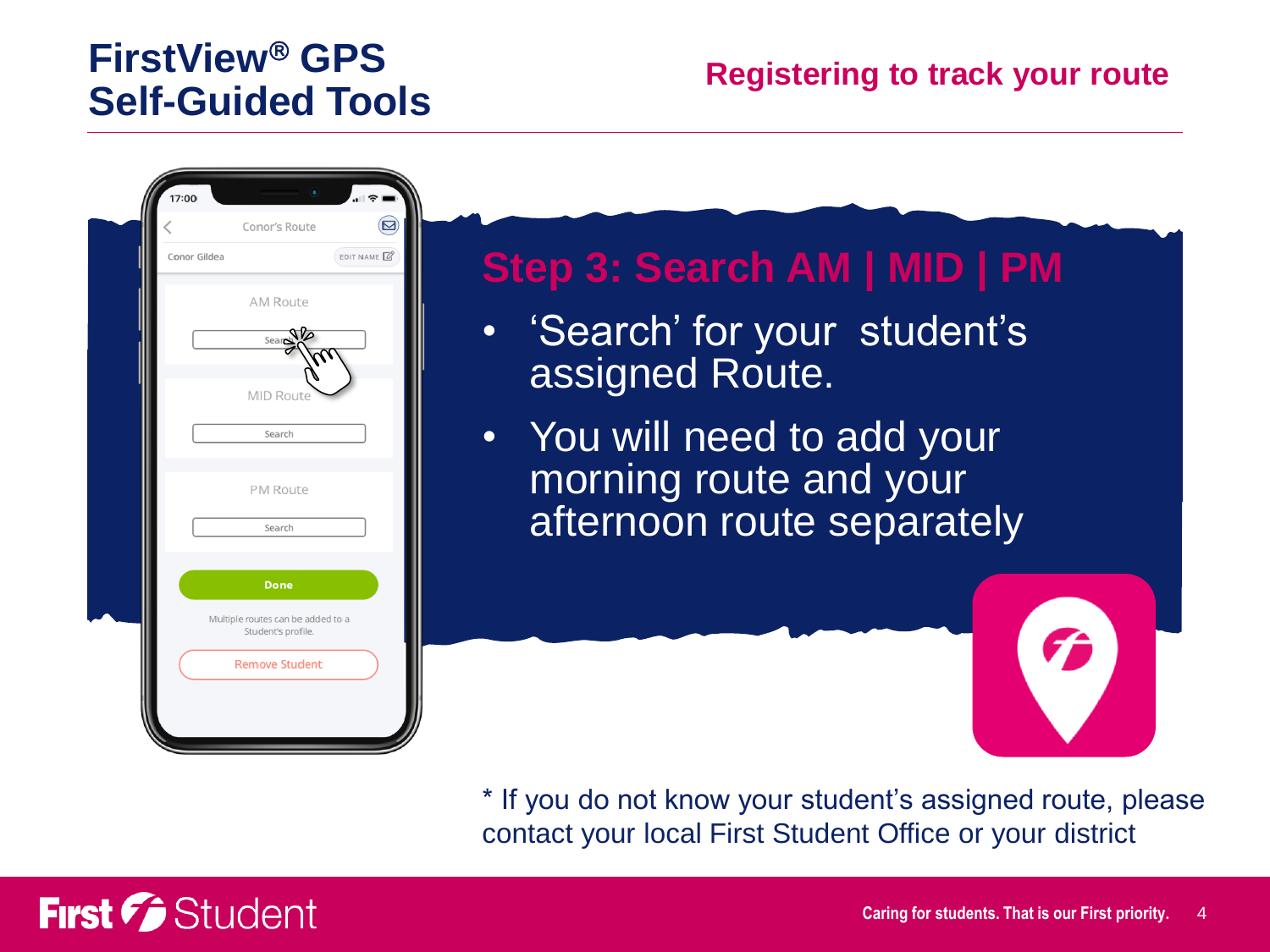# FirstView® GPS Self-Guided Tools

## Registering to track your route

### Step 3: Search AM | MID | PM

- 'Search' for your student's assigned Route.
- You will need to add your morning route and your afternoon route separately

\* If you do not know your student's assigned route, please contact your local First Student Office or your district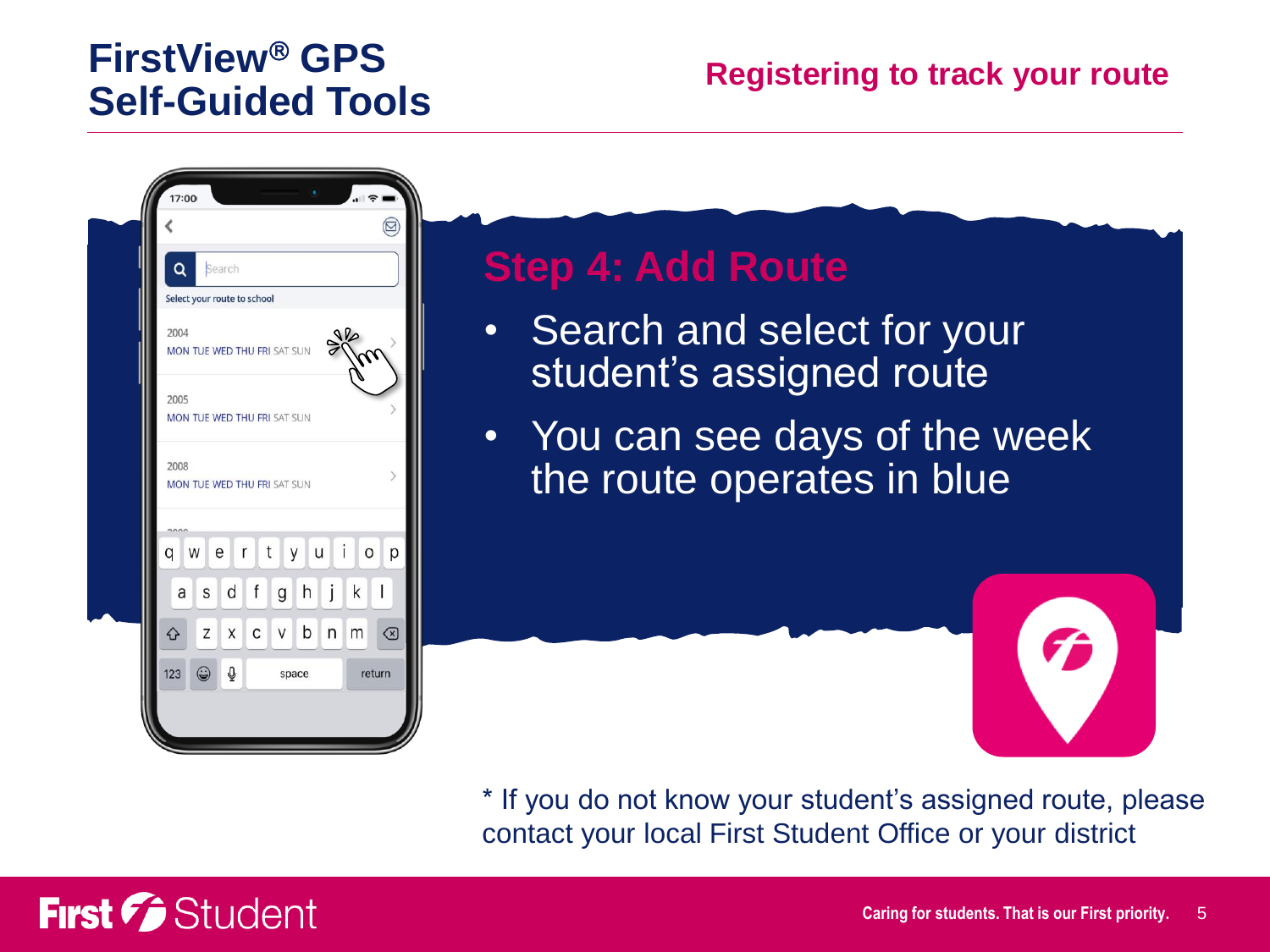# FirstView® GPS Self-Guided Tools

## Registering to track your route

### Step 4: Add Route

- Search and select for your student's assigned route
- You can see days of the week the route operates in blue

* If you do not know your student's assigned route, please contact your local First Student Office or your district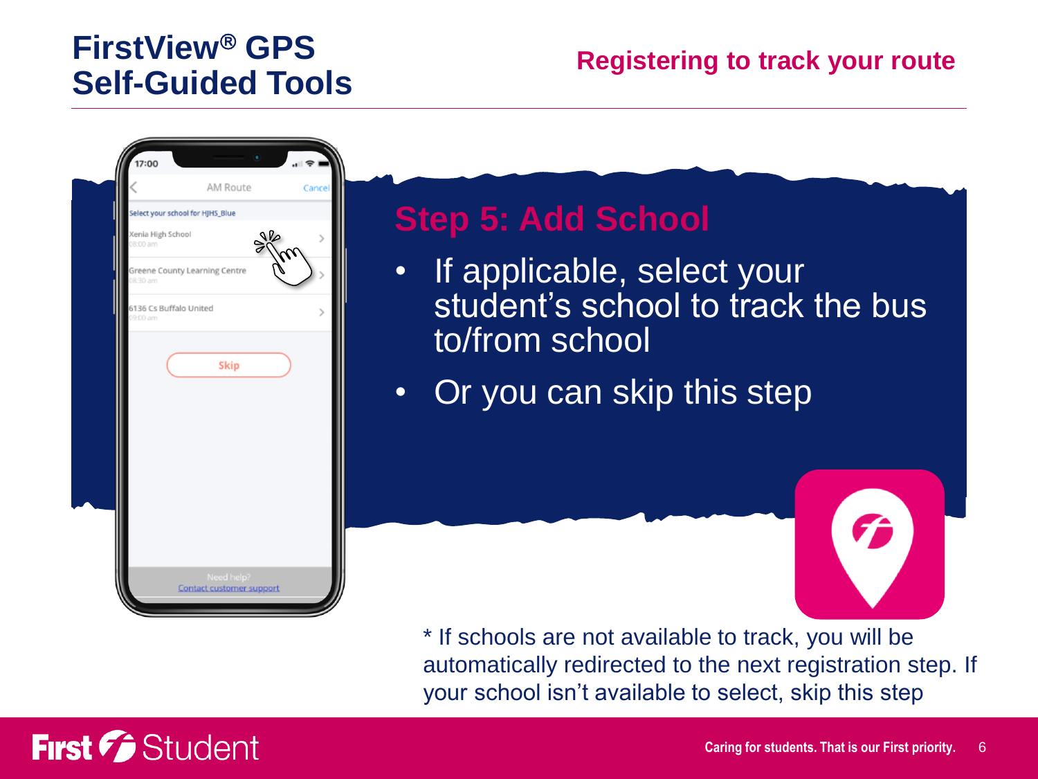# FirstView® GPS Self-Guided Tools

## Registering to track your route

### Step 5: Add School

- If applicable, select your student's school to track the bus to/from school
- Or you can skip this step

* If schools are not available to track, you will be automatically redirected to the next registration step. If your school isn't available to select, skip this step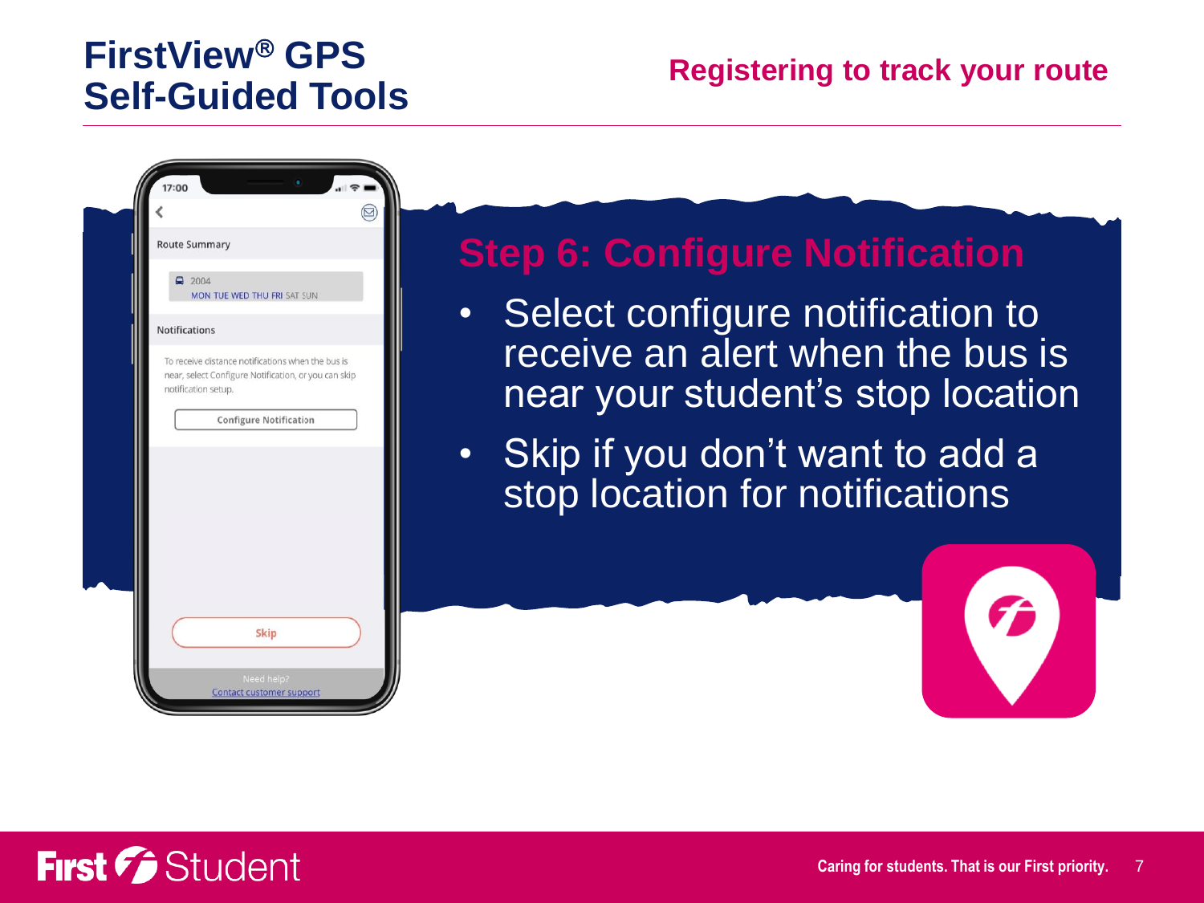# FirstView® GPS Self-Guided Tools

## Registering to track your route

17:00

Route Summary

2004
MON TUE WED THU FRI SAT SUN

Notifications

To receive distance notifications when the bus is near, select Configure Notification, or you can skip notification setup.

Configure Notification

Skip

Need help?
Contact customer support

### Step 6: Configure Notification

- Select configure notification to receive an alert when the bus is near your student's stop location
- Skip if you don't want to add a stop location for notifications

First Student

Caring for students. That is our First priority.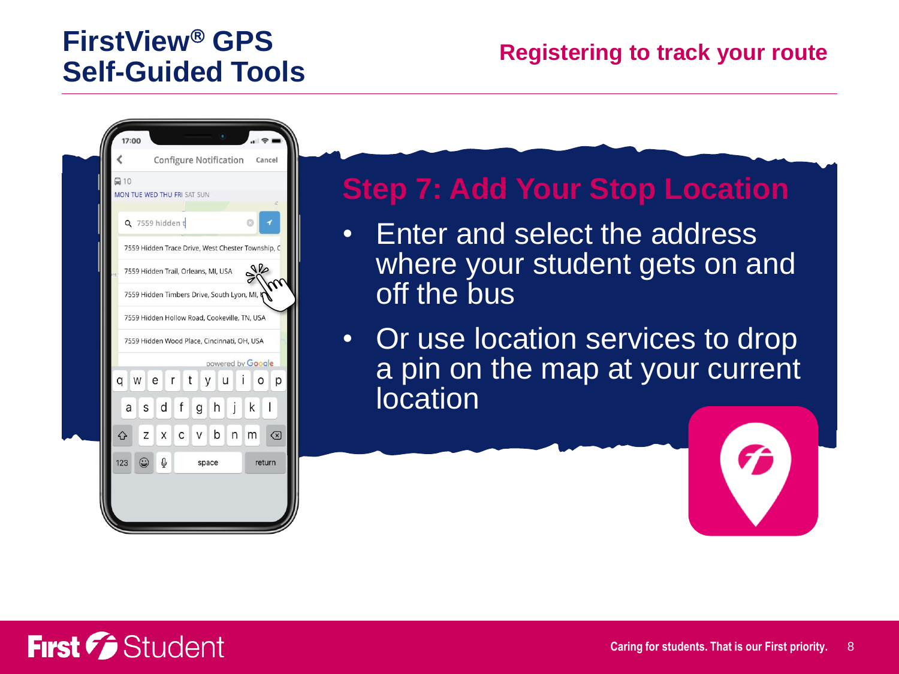# FirstView® GPS Self-Guided Tools

## Registering to track your route

### Step 7: Add Your Stop Location

- Enter and select the address where your student gets on and off the bus
- Or use location services to drop a pin on the map at your current location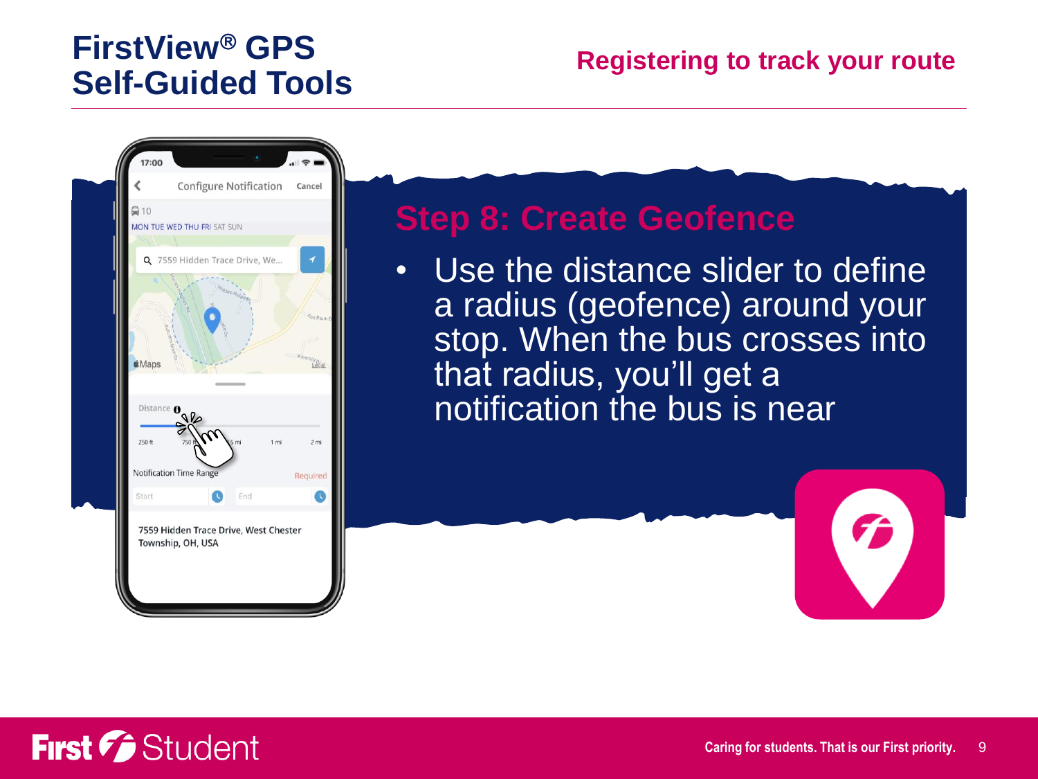# FirstView® GPS Self-Guided Tools

## Registering to track your route

### Step 8: Create Geofence

- Use the distance slider to define a radius (geofence) around your stop. When the bus crosses into that radius, you'll get a notification the bus is near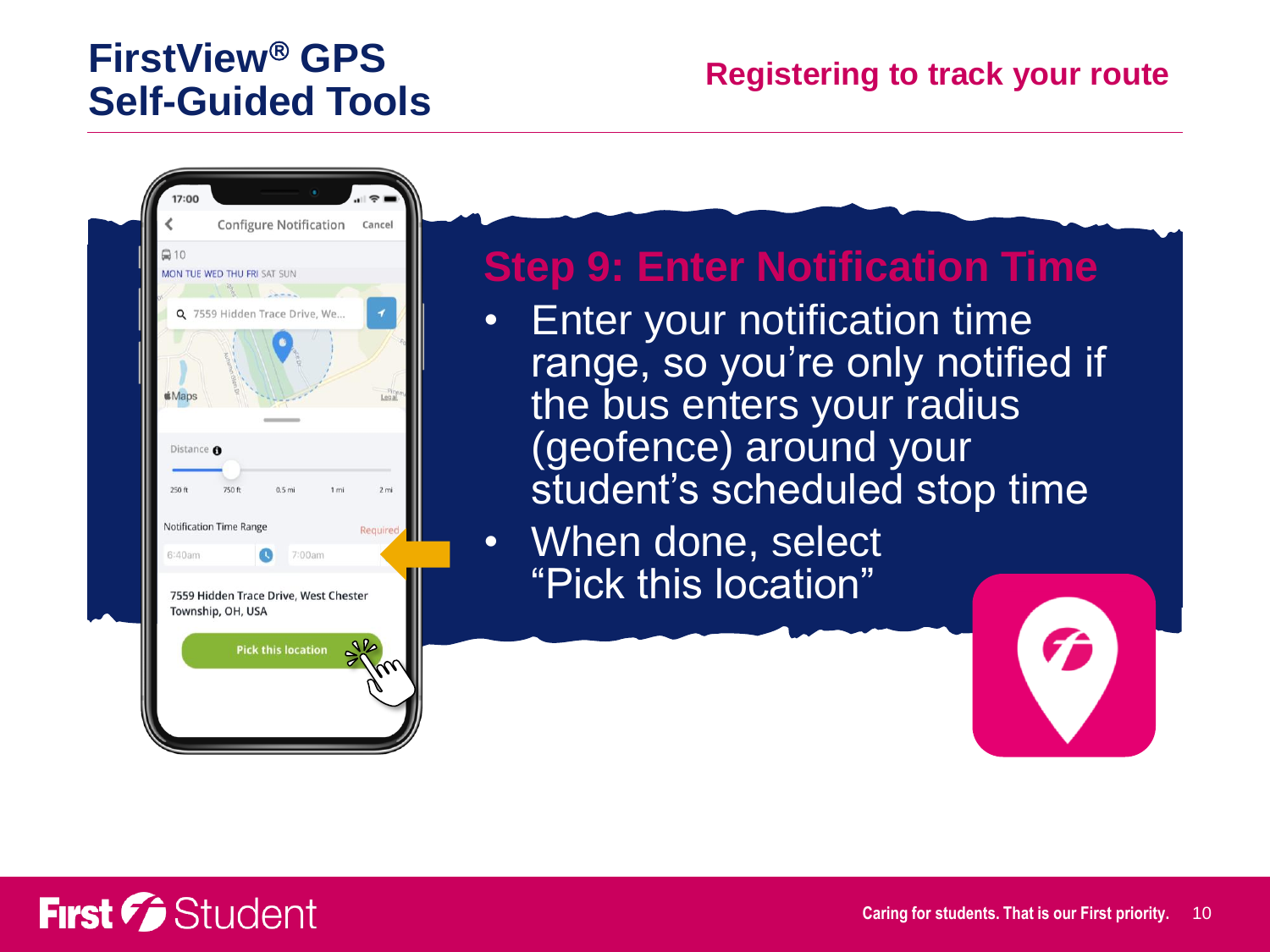# FirstView® GPS Self-Guided Tools

## Registering to track your route

### Step 9: Enter Notification Time

- Enter your notification time range, so you're only notified if the bus enters your radius (geofence) around your student's scheduled stop time
- When done, select "Pick this location"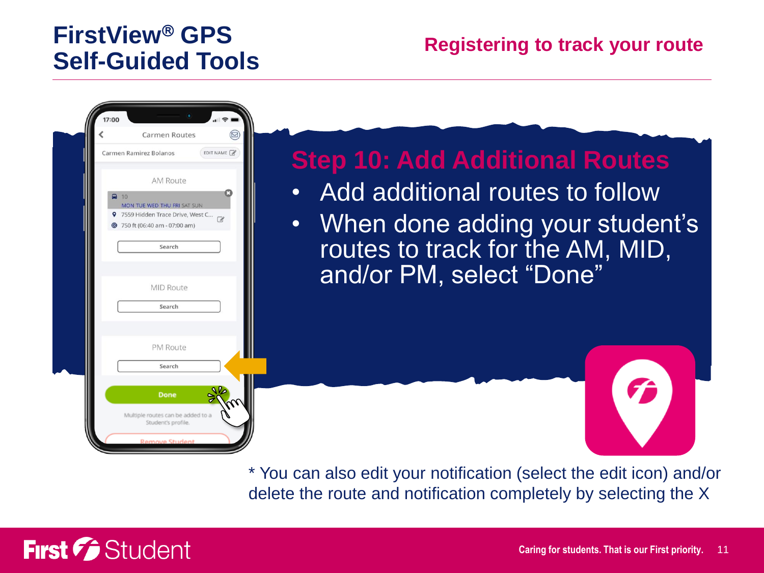# FirstView® GPS Self-Guided Tools

## Registering to track your route

### Step 10: Add Additional Routes

- Add additional routes to follow
- When done adding your student's routes to track for the AM, MID, and/or PM, select "Done"

* You can also edit your notification (select the edit icon) and/or delete the route and notification completely by selecting the X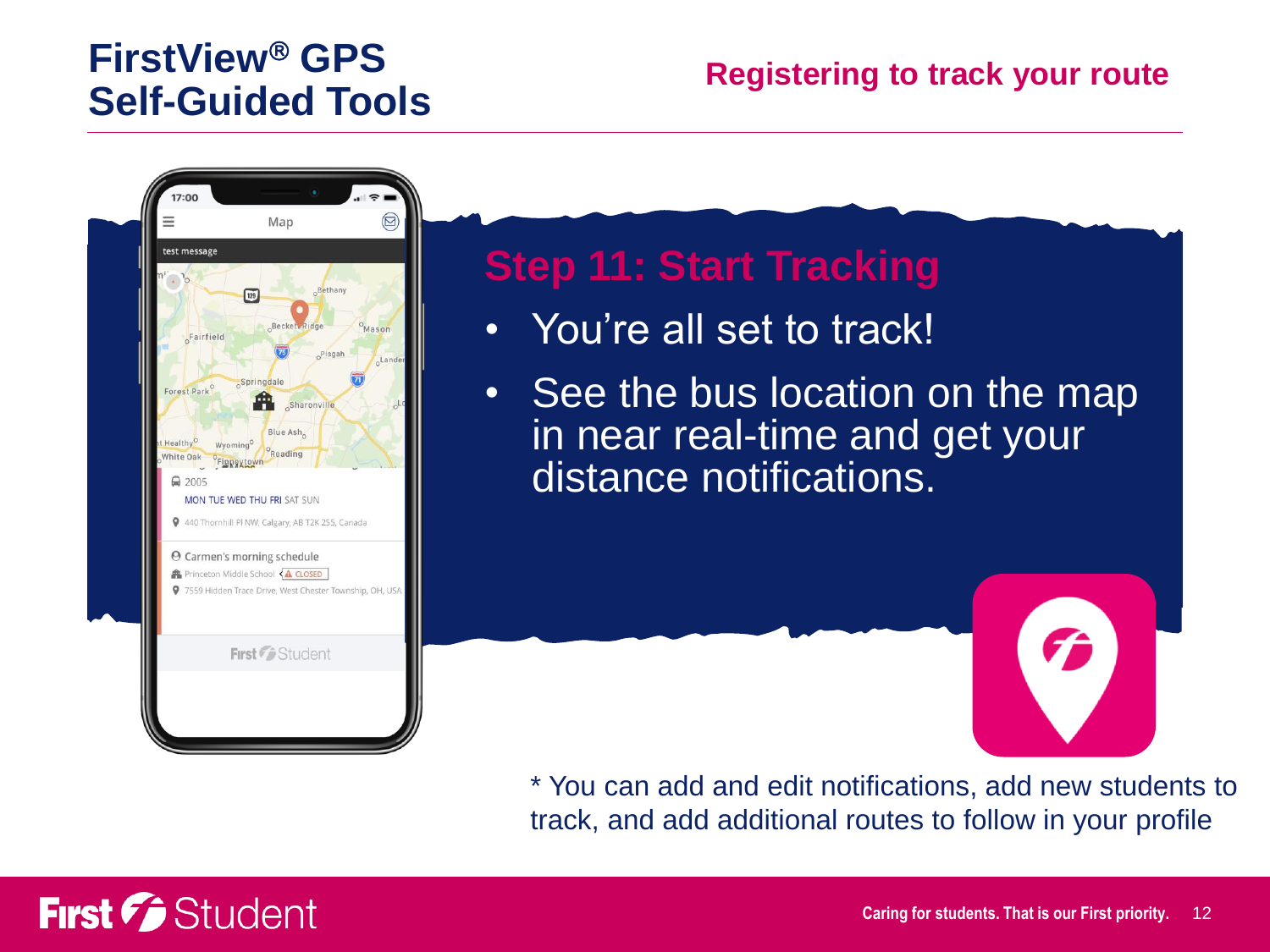# FirstView® GPS Self-Guided Tools

## Registering to track your route

### Step 11: Start Tracking

- You're all set to track!
- See the bus location on the map in near real-time and get your distance notifications.

* You can add and edit notifications, add new students to track, and add additional routes to follow in your profile